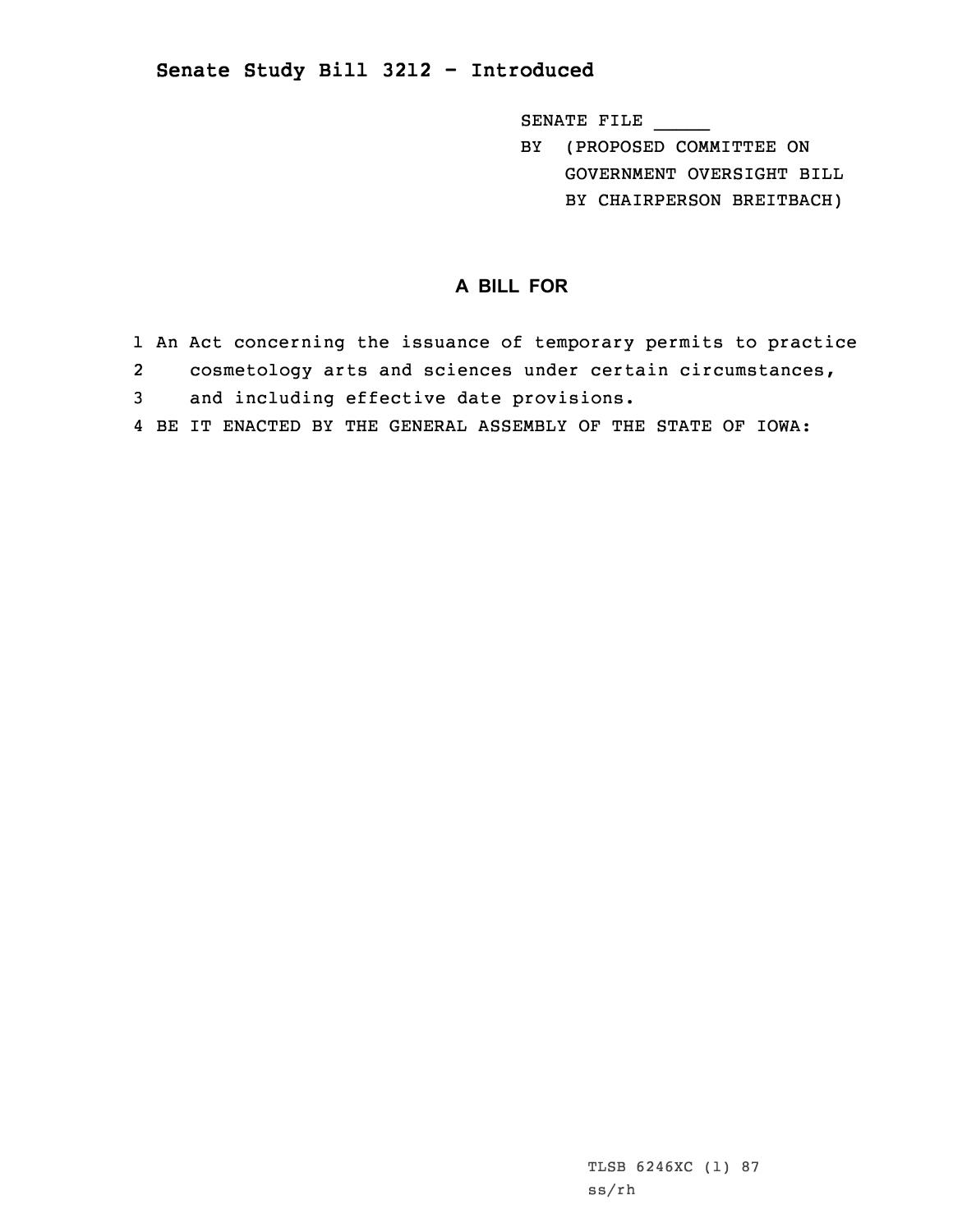# Senate Study Bill 3212 - Introduced

SENATE FILE _____

BY (PROPOSED COMMITTEE ON GOVERNMENT OVERSIGHT BILL BY CHAIRPERSON BREITBACH)

## A BILL FOR

1 An Act concerning the issuance of temporary permits to practice
2 cosmetology arts and sciences under certain circumstances,
3 and including effective date provisions.
4 BE IT ENACTED BY THE GENERAL ASSEMBLY OF THE STATE OF IOWA:

TLSB 6246XC (1) 87
ss/rh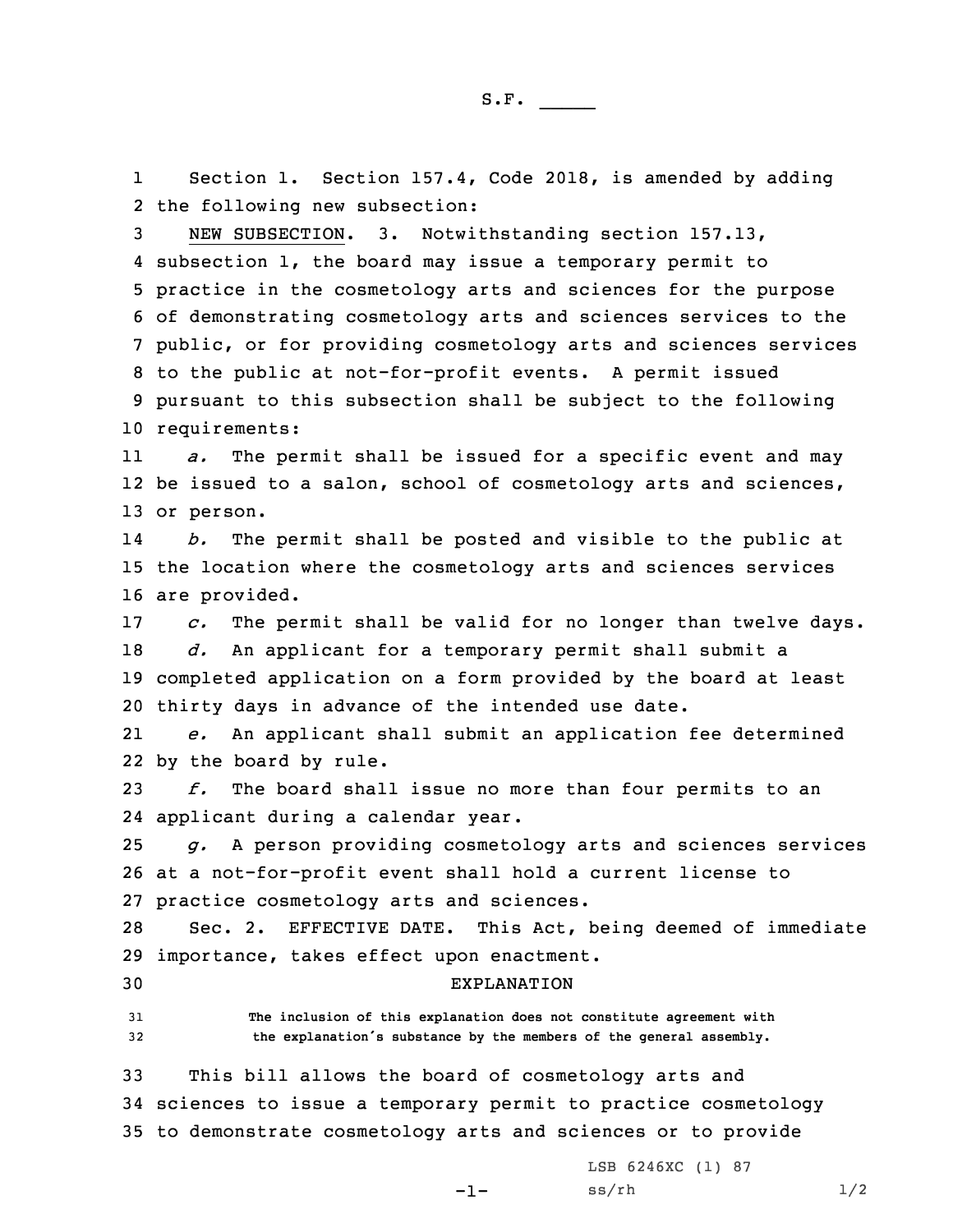S.F. _____

Section 1. Section 157.4, Code 2018, is amended by adding the following new subsection:

NEW SUBSECTION. 3. Notwithstanding section 157.13, subsection 1, the board may issue a temporary permit to practice in the cosmetology arts and sciences for the purpose of demonstrating cosmetology arts and sciences services to the public, or for providing cosmetology arts and sciences services to the public at not-for-profit events. A permit issued pursuant to this subsection shall be subject to the following requirements:

*a.* The permit shall be issued for a specific event and may be issued to a salon, school of cosmetology arts and sciences, or person.

*b.* The permit shall be posted and visible to the public at the location where the cosmetology arts and sciences services are provided.

*c.* The permit shall be valid for no longer than twelve days.

*d.* An applicant for a temporary permit shall submit a completed application on a form provided by the board at least thirty days in advance of the intended use date.

*e.* An applicant shall submit an application fee determined by the board by rule.

*f.* The board shall issue no more than four permits to an applicant during a calendar year.

*g.* A person providing cosmetology arts and sciences services at a not-for-profit event shall hold a current license to practice cosmetology arts and sciences.

Sec. 2. EFFECTIVE DATE. This Act, being deemed of immediate importance, takes effect upon enactment.

EXPLANATION

The inclusion of this explanation does not constitute agreement with the explanation's substance by the members of the general assembly.

This bill allows the board of cosmetology arts and sciences to issue a temporary permit to practice cosmetology to demonstrate cosmetology arts and sciences or to provide

LSB 6246XC (1) 87
ss/rh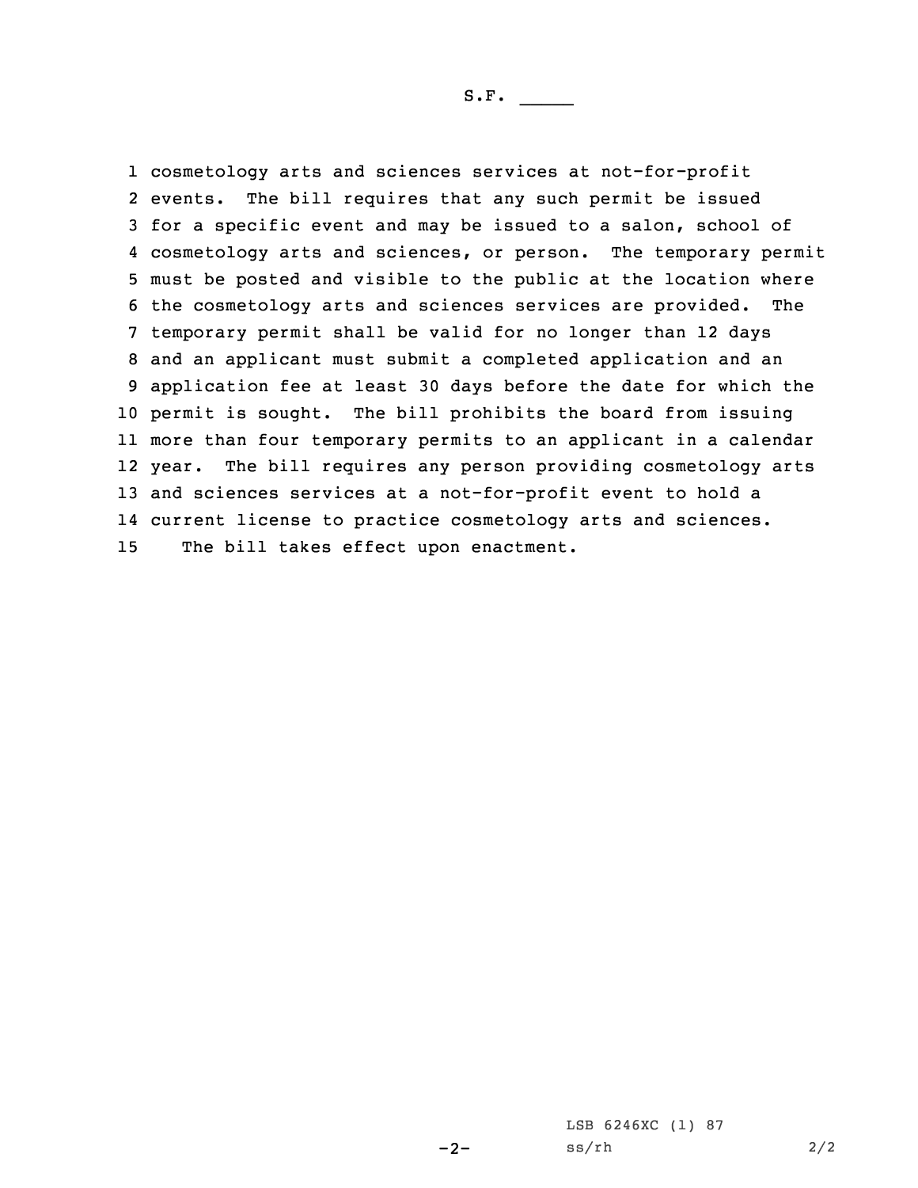cosmetology arts and sciences services at not-for-profit events. The bill requires that any such permit be issued for a specific event and may be issued to a salon, school of cosmetology arts and sciences, or person. The temporary permit must be posted and visible to the public at the location where the cosmetology arts and sciences services are provided. The temporary permit shall be valid for no longer than 12 days and an applicant must submit a completed application and an application fee at least 30 days before the date for which the permit is sought. The bill prohibits the board from issuing more than four temporary permits to an applicant in a calendar year. The bill requires any person providing cosmetology arts and sciences services at a not-for-profit event to hold a current license to practice cosmetology arts and sciences.

The bill takes effect upon enactment.